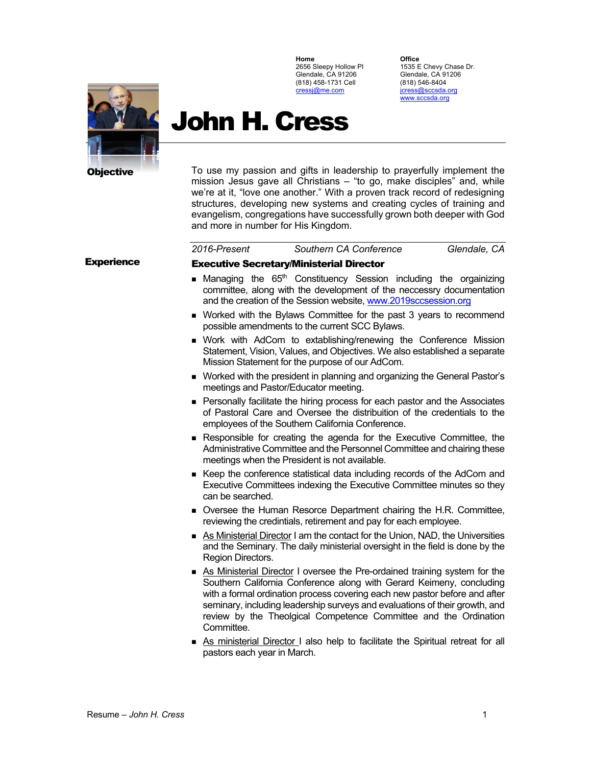**Home**
2656 Sleepy Hollow Pl
Glendale, CA 91206
(818) 458-1731 Cell
cressj@me.com

**Office**
1535 E Chevy Chase Dr.
Glendale, CA 91206
(818) 546-8404
jcress@sccsda.org
www.sccsda.org

# John H. Cress

## Objective

To use my passion and gifts in leadership to prayerfully implement the mission Jesus gave all Christians – "to go, make disciples" and, while we're at it, "love one another." With a proven track record of redesigning structures, developing new systems and creating cycles of training and evangelism, congregations have successfully grown both deeper with God and more in number for His Kingdom.

## Experience

*2016-Present* — *Southern CA Conference* — *Glendale, CA*

**Executive Secretary/Ministerial Director**

- Managing the 65th Constituency Session including the orgainizing committee, along with the development of the neccessry documentation and the creation of the Session website, www.2019sccsession.org
- Worked with the Bylaws Committee for the past 3 years to recommend possible amendments to the current SCC Bylaws.
- Work with AdCom to extablishing/renewing the Conference Mission Statement, Vision, Values, and Objectives. We also established a separate Mission Statement for the purpose of our AdCom.
- Worked with the president in planning and organizing the General Pastor's meetings and Pastor/Educator meeting.
- Personally facilitate the hiring process for each pastor and the Associates of Pastoral Care and Oversee the distribuition of the credentials to the employees of the Southern California Conference.
- Responsible for creating the agenda for the Executive Committee, the Administrative Committee and the Personnel Committee and chairing these meetings when the President is not available.
- Keep the conference statistical data including records of the AdCom and Executive Committees indexing the Executive Committee minutes so they can be searched.
- Oversee the Human Resorce Department chairing the H.R. Committee, reviewing the credintials, retirement and pay for each employee.
- As Ministerial Director I am the contact for the Union, NAD, the Universities and the Seminary. The daily ministerial oversight in the field is done by the Region Directors.
- As Ministerial Director I oversee the Pre-ordained training system for the Southern California Conference along with Gerard Keimeny, concluding with a formal ordination process covering each new pastor before and after seminary, including leadership surveys and evaluations of their growth, and review by the Theolgical Competence Committee and the Ordination Committee.
- As ministerial Director I also help to facilitate the Spiritual retreat for all pastors each year in March.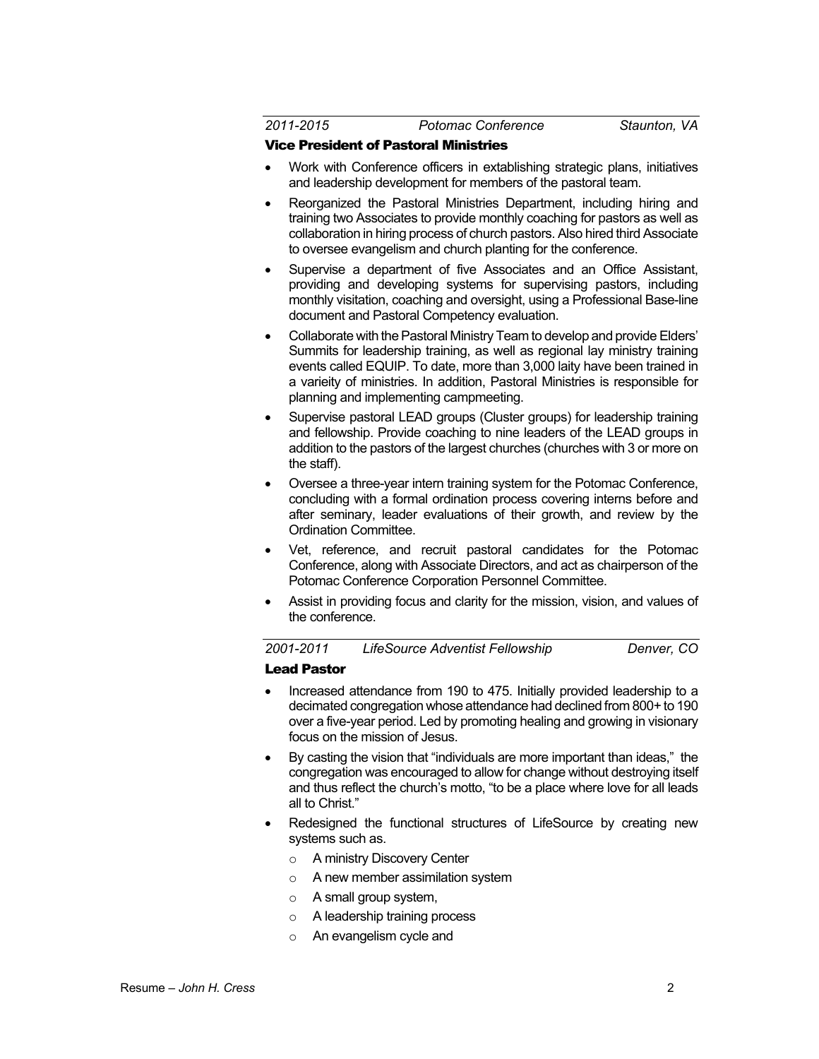*2011-2015* *Potomac Conference* *Staunton, VA*

### Vice President of Pastoral Ministries

- Work with Conference officers in extablishing strategic plans, initiatives and leadership development for members of the pastoral team.
- Reorganized the Pastoral Ministries Department, including hiring and training two Associates to provide monthly coaching for pastors as well as collaboration in hiring process of church pastors. Also hired third Associate to oversee evangelism and church planting for the conference.
- Supervise a department of five Associates and an Office Assistant, providing and developing systems for supervising pastors, including monthly visitation, coaching and oversight, using a Professional Base-line document and Pastoral Competency evaluation.
- Collaborate with the Pastoral Ministry Team to develop and provide Elders' Summits for leadership training, as well as regional lay ministry training events called EQUIP. To date, more than 3,000 laity have been trained in a varieity of ministries. In addition, Pastoral Ministries is responsible for planning and implementing campmeeting.
- Supervise pastoral LEAD groups (Cluster groups) for leadership training and fellowship. Provide coaching to nine leaders of the LEAD groups in addition to the pastors of the largest churches (churches with 3 or more on the staff).
- Oversee a three-year intern training system for the Potomac Conference, concluding with a formal ordination process covering interns before and after seminary, leader evaluations of their growth, and review by the Ordination Committee.
- Vet, reference, and recruit pastoral candidates for the Potomac Conference, along with Associate Directors, and act as chairperson of the Potomac Conference Corporation Personnel Committee.
- Assist in providing focus and clarity for the mission, vision, and values of the conference.

*2001-2011* *LifeSource Adventist Fellowship* *Denver, CO*

### Lead Pastor

- Increased attendance from 190 to 475. Initially provided leadership to a decimated congregation whose attendance had declined from 800+ to 190 over a five-year period. Led by promoting healing and growing in visionary focus on the mission of Jesus.
- By casting the vision that "individuals are more important than ideas," the congregation was encouraged to allow for change without destroying itself and thus reflect the church's motto, "to be a place where love for all leads all to Christ."
- Redesigned the functional structures of LifeSource by creating new systems such as.
  - A ministry Discovery Center
  - A new member assimilation system
  - A small group system,
  - A leadership training process
  - An evangelism cycle and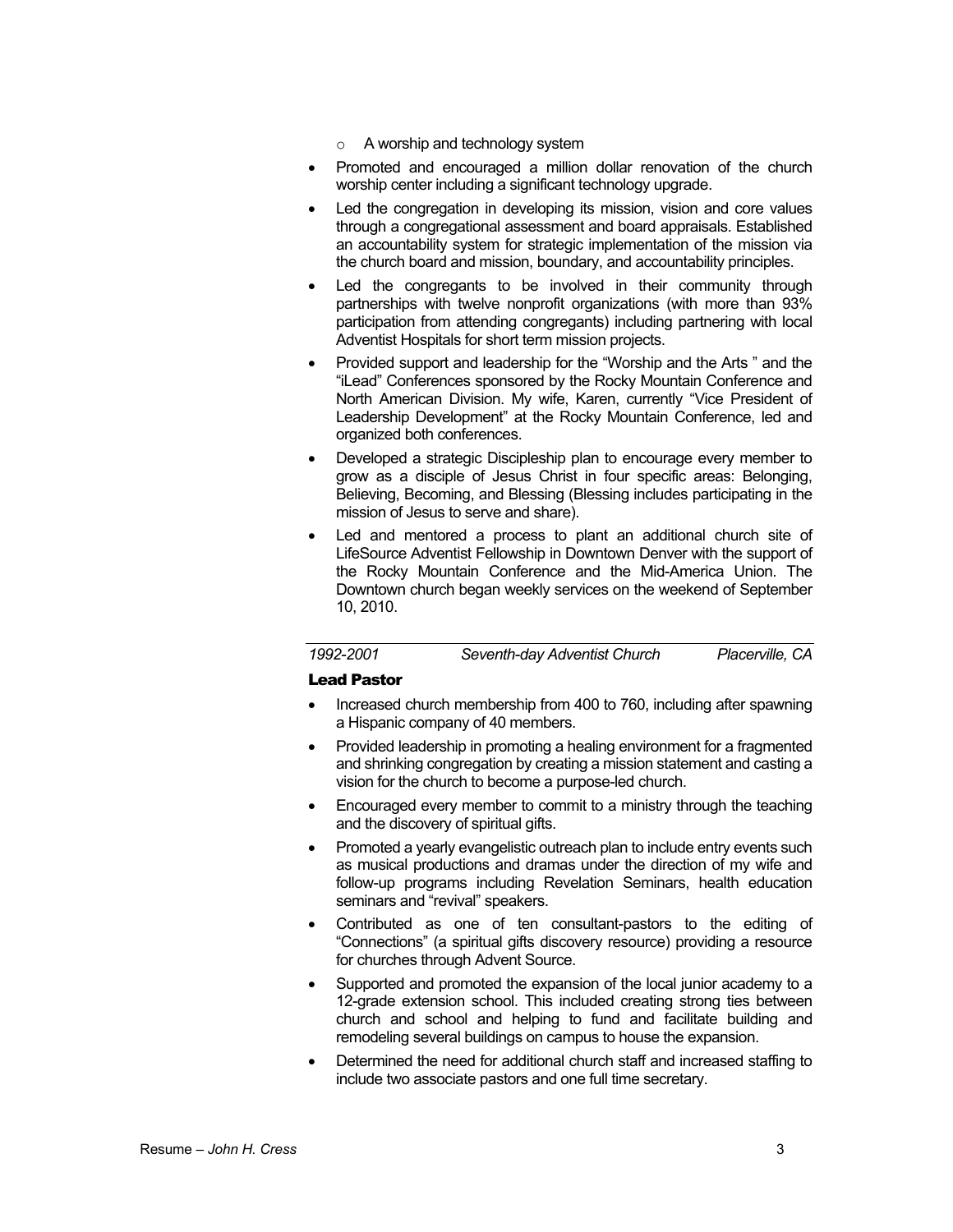- A worship and technology system

- Promoted and encouraged a million dollar renovation of the church worship center including a significant technology upgrade.
- Led the congregation in developing its mission, vision and core values through a congregational assessment and board appraisals. Established an accountability system for strategic implementation of the mission via the church board and mission, boundary, and accountability principles.
- Led the congregants to be involved in their community through partnerships with twelve nonprofit organizations (with more than 93% participation from attending congregants) including partnering with local Adventist Hospitals for short term mission projects.
- Provided support and leadership for the "Worship and the Arts " and the "iLead" Conferences sponsored by the Rocky Mountain Conference and North American Division. My wife, Karen, currently "Vice President of Leadership Development" at the Rocky Mountain Conference, led and organized both conferences.
- Developed a strategic Discipleship plan to encourage every member to grow as a disciple of Jesus Christ in four specific areas: Belonging, Believing, Becoming, and Blessing (Blessing includes participating in the mission of Jesus to serve and share).
- Led and mentored a process to plant an additional church site of LifeSource Adventist Fellowship in Downtown Denver with the support of the Rocky Mountain Conference and the Mid-America Union. The Downtown church began weekly services on the weekend of September 10, 2010.

---

*1992-2001* *Seventh-day Adventist Church* *Placerville, CA*

**Lead Pastor**

- Increased church membership from 400 to 760, including after spawning a Hispanic company of 40 members.
- Provided leadership in promoting a healing environment for a fragmented and shrinking congregation by creating a mission statement and casting a vision for the church to become a purpose-led church.
- Encouraged every member to commit to a ministry through the teaching and the discovery of spiritual gifts.
- Promoted a yearly evangelistic outreach plan to include entry events such as musical productions and dramas under the direction of my wife and follow-up programs including Revelation Seminars, health education seminars and "revival" speakers.
- Contributed as one of ten consultant-pastors to the editing of "Connections" (a spiritual gifts discovery resource) providing a resource for churches through Advent Source.
- Supported and promoted the expansion of the local junior academy to a 12-grade extension school. This included creating strong ties between church and school and helping to fund and facilitate building and remodeling several buildings on campus to house the expansion.
- Determined the need for additional church staff and increased staffing to include two associate pastors and one full time secretary.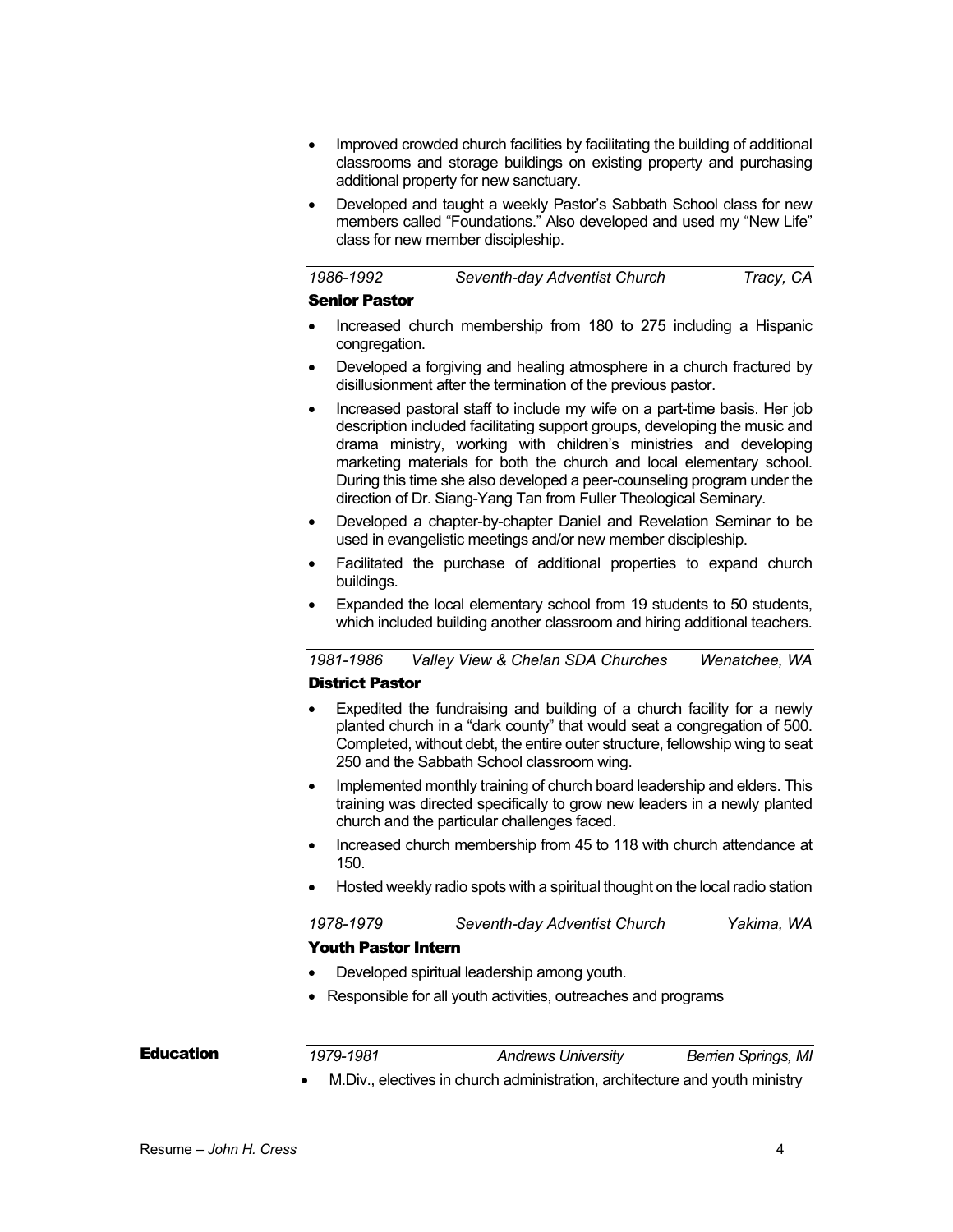- Improved crowded church facilities by facilitating the building of additional classrooms and storage buildings on existing property and purchasing additional property for new sanctuary.
- Developed and taught a weekly Pastor's Sabbath School class for new members called "Foundations." Also developed and used my "New Life" class for new member discipleship.

*1986-1992* *Seventh-day Adventist Church* *Tracy, CA*

**Senior Pastor**

- Increased church membership from 180 to 275 including a Hispanic congregation.
- Developed a forgiving and healing atmosphere in a church fractured by disillusionment after the termination of the previous pastor.
- Increased pastoral staff to include my wife on a part-time basis. Her job description included facilitating support groups, developing the music and drama ministry, working with children's ministries and developing marketing materials for both the church and local elementary school. During this time she also developed a peer-counseling program under the direction of Dr. Siang-Yang Tan from Fuller Theological Seminary.
- Developed a chapter-by-chapter Daniel and Revelation Seminar to be used in evangelistic meetings and/or new member discipleship.
- Facilitated the purchase of additional properties to expand church buildings.
- Expanded the local elementary school from 19 students to 50 students, which included building another classroom and hiring additional teachers.

*1981-1986* *Valley View & Chelan SDA Churches* *Wenatchee, WA*

**District Pastor**

- Expedited the fundraising and building of a church facility for a newly planted church in a "dark county" that would seat a congregation of 500. Completed, without debt, the entire outer structure, fellowship wing to seat 250 and the Sabbath School classroom wing.
- Implemented monthly training of church board leadership and elders. This training was directed specifically to grow new leaders in a newly planted church and the particular challenges faced.
- Increased church membership from 45 to 118 with church attendance at 150.
- Hosted weekly radio spots with a spiritual thought on the local radio station

*1978-1979* *Seventh-day Adventist Church* *Yakima, WA*

**Youth Pastor Intern**

- Developed spiritual leadership among youth.
- Responsible for all youth activities, outreaches and programs

## Education

*1979-1981* *Andrews University* *Berrien Springs, MI*

- M.Div., electives in church administration, architecture and youth ministry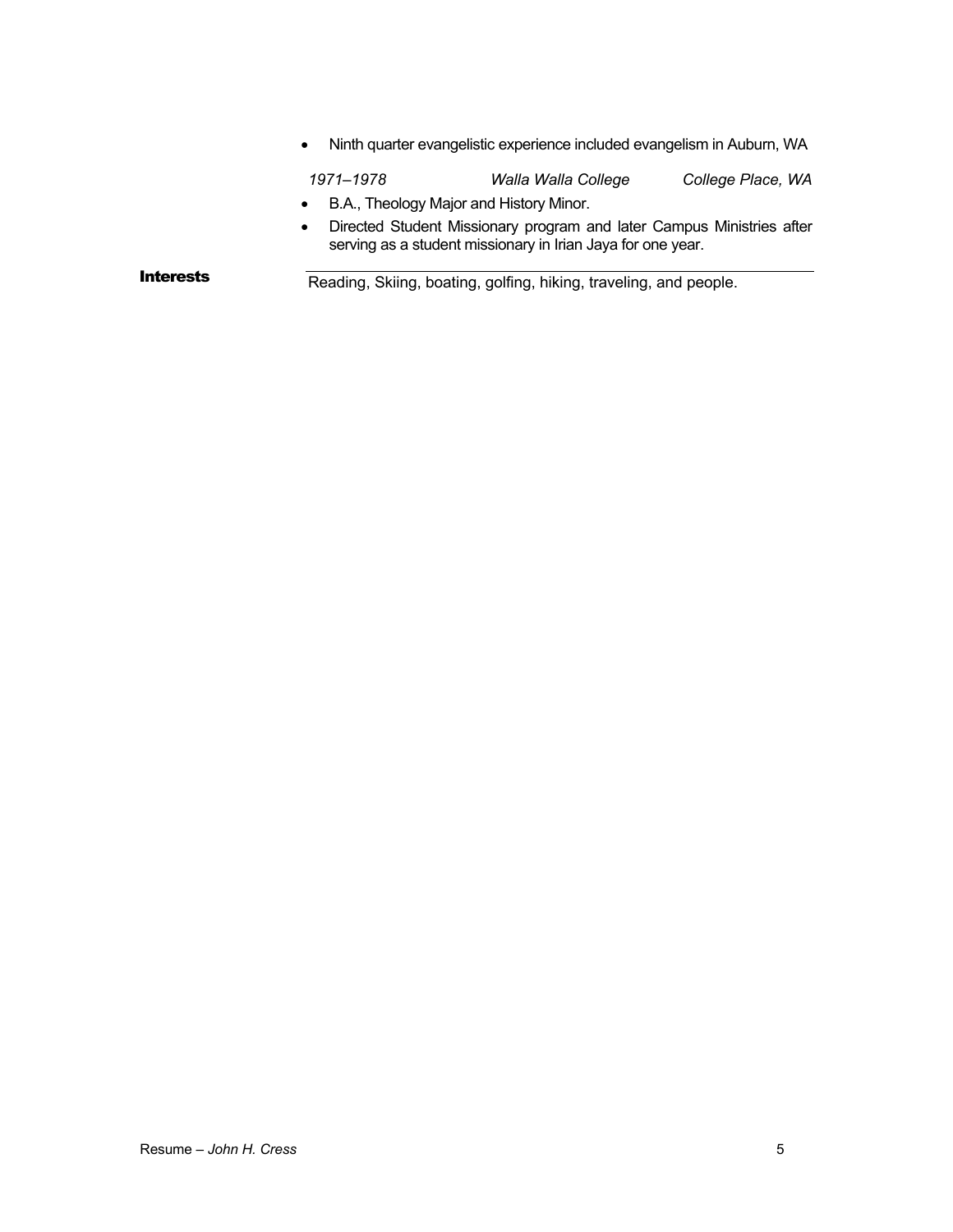- Ninth quarter evangelistic experience included evangelism in Auburn, WA

*1971–1978* *Walla Walla College* *College Place, WA*

- B.A., Theology Major and History Minor.
- Directed Student Missionary program and later Campus Ministries after serving as a student missionary in Irian Jaya for one year.

## Interests

Reading, Skiing, boating, golfing, hiking, traveling, and people.